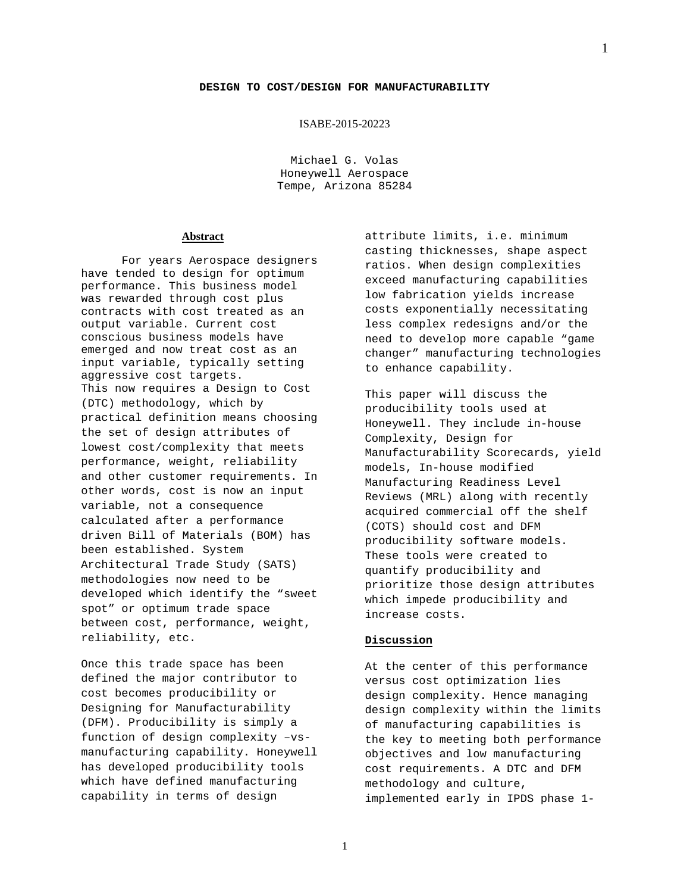# DESIGN TO COST/DESIGN FOR MANUFACTURABILITY

ISABE-2015-20223

Michael G. Volas
Honeywell Aerospace
Tempe, Arizona 85284

## Abstract

For years Aerospace designers have tended to design for optimum performance. This business model was rewarded through cost plus contracts with cost treated as an output variable. Current cost conscious business models have emerged and now treat cost as an input variable, typically setting aggressive cost targets. This now requires a Design to Cost (DTC) methodology, which by practical definition means choosing the set of design attributes of lowest cost/complexity that meets performance, weight, reliability and other customer requirements. In other words, cost is now an input variable, not a consequence calculated after a performance driven Bill of Materials (BOM) has been established. System Architectural Trade Study (SATS) methodologies now need to be developed which identify the "sweet spot" or optimum trade space between cost, performance, weight, reliability, etc.

Once this trade space has been defined the major contributor to cost becomes producibility or Designing for Manufacturability (DFM). Producibility is simply a function of design complexity –vs- manufacturing capability. Honeywell has developed producibility tools which have defined manufacturing capability in terms of design attribute limits, i.e. minimum casting thicknesses, shape aspect ratios. When design complexities exceed manufacturing capabilities low fabrication yields increase costs exponentially necessitating less complex redesigns and/or the need to develop more capable "game changer" manufacturing technologies to enhance capability.

This paper will discuss the producibility tools used at Honeywell. They include in-house Complexity, Design for Manufacturability Scorecards, yield models, In-house modified Manufacturing Readiness Level Reviews (MRL) along with recently acquired commercial off the shelf (COTS) should cost and DFM producibility software models. These tools were created to quantify producibility and prioritize those design attributes which impede producibility and increase costs.

## Discussion

At the center of this performance versus cost optimization lies design complexity. Hence managing design complexity within the limits of manufacturing capabilities is the key to meeting both performance objectives and low manufacturing cost requirements. A DTC and DFM methodology and culture, implemented early in IPDS phase 1-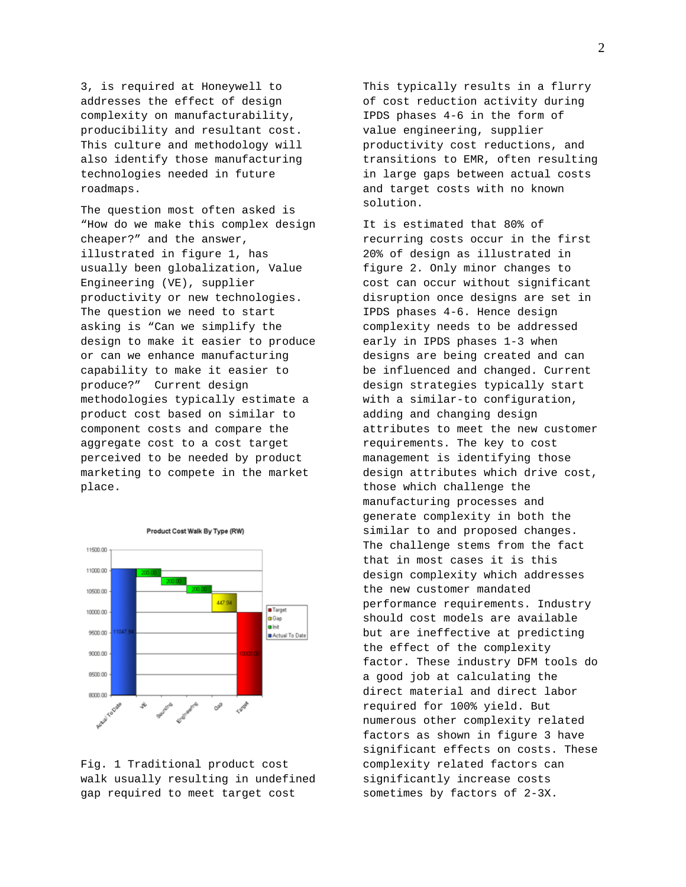3, is required at Honeywell to addresses the effect of design complexity on manufacturability, producibility and resultant cost. This culture and methodology will also identify those manufacturing technologies needed in future roadmaps.

The question most often asked is "How do we make this complex design cheaper?" and the answer, illustrated in figure 1, has usually been globalization, Value Engineering (VE), supplier productivity or new technologies. The question we need to start asking is "Can we simplify the design to make it easier to produce or can we enhance manufacturing capability to make it easier to produce?" Current design methodologies typically estimate a product cost based on similar to component costs and compare the aggregate cost to a cost target perceived to be needed by product marketing to compete in the market place.

Fig. 1 Traditional product cost walk usually resulting in undefined gap required to meet target cost

This typically results in a flurry of cost reduction activity during IPDS phases 4-6 in the form of value engineering, supplier productivity cost reductions, and transitions to EMR, often resulting in large gaps between actual costs and target costs with no known solution.

It is estimated that 80% of recurring costs occur in the first 20% of design as illustrated in figure 2. Only minor changes to cost can occur without significant disruption once designs are set in IPDS phases 4-6. Hence design complexity needs to be addressed early in IPDS phases 1-3 when designs are being created and can be influenced and changed. Current design strategies typically start with a similar-to configuration, adding and changing design attributes to meet the new customer requirements. The key to cost management is identifying those design attributes which drive cost, those which challenge the manufacturing processes and generate complexity in both the similar to and proposed changes. The challenge stems from the fact that in most cases it is this design complexity which addresses the new customer mandated performance requirements. Industry should cost models are available but are ineffective at predicting the effect of the complexity factor. These industry DFM tools do a good job at calculating the direct material and direct labor required for 100% yield. But numerous other complexity related factors as shown in figure 3 have significant effects on costs. These complexity related factors can significantly increase costs sometimes by factors of 2-3X.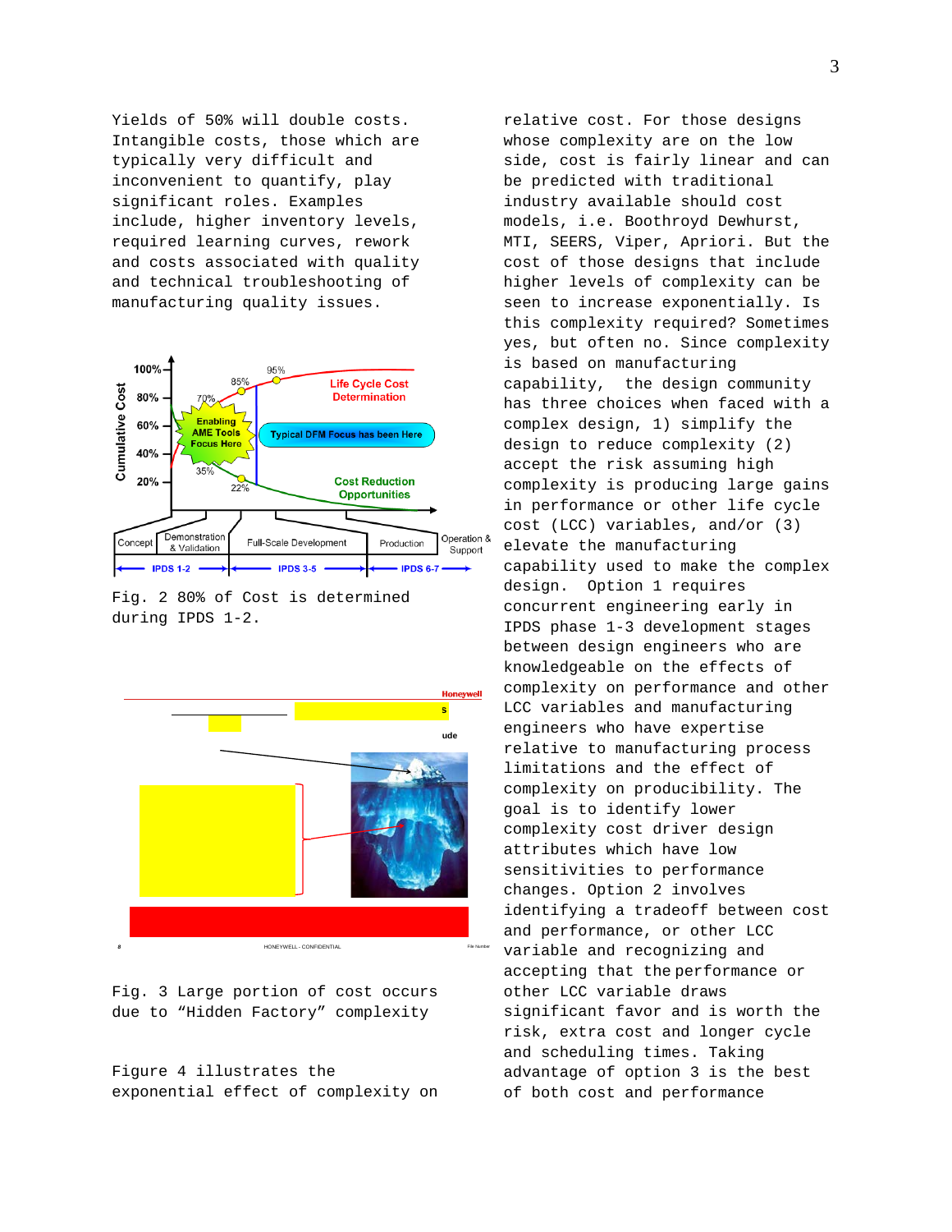Yields of 50% will double costs. Intangible costs, those which are typically very difficult and inconvenient to quantify, play significant roles. Examples include, higher inventory levels, required learning curves, rework and costs associated with quality and technical troubleshooting of manufacturing quality issues.

Fig. 2 80% of Cost is determined during IPDS 1-2.

Fig. 3 Large portion of cost occurs due to "Hidden Factory" complexity

Figure 4 illustrates the exponential effect of complexity on relative cost. For those designs whose complexity are on the low side, cost is fairly linear and can be predicted with traditional industry available should cost models, i.e. Boothroyd Dewhurst, MTI, SEERS, Viper, Apriori. But the cost of those designs that include higher levels of complexity can be seen to increase exponentially. Is this complexity required? Sometimes yes, but often no. Since complexity is based on manufacturing capability, the design community has three choices when faced with a complex design, 1) simplify the design to reduce complexity (2) accept the risk assuming high complexity is producing large gains in performance or other life cycle cost (LCC) variables, and/or (3) elevate the manufacturing capability used to make the complex design. Option 1 requires concurrent engineering early in IPDS phase 1-3 development stages between design engineers who are knowledgeable on the effects of complexity on performance and other LCC variables and manufacturing engineers who have expertise relative to manufacturing process limitations and the effect of complexity on producibility. The goal is to identify lower complexity cost driver design attributes which have low sensitivities to performance changes. Option 2 involves identifying a tradeoff between cost and performance, or other LCC variable and recognizing and accepting that the performance or other LCC variable draws significant favor and is worth the risk, extra cost and longer cycle and scheduling times. Taking advantage of option 3 is the best of both cost and performance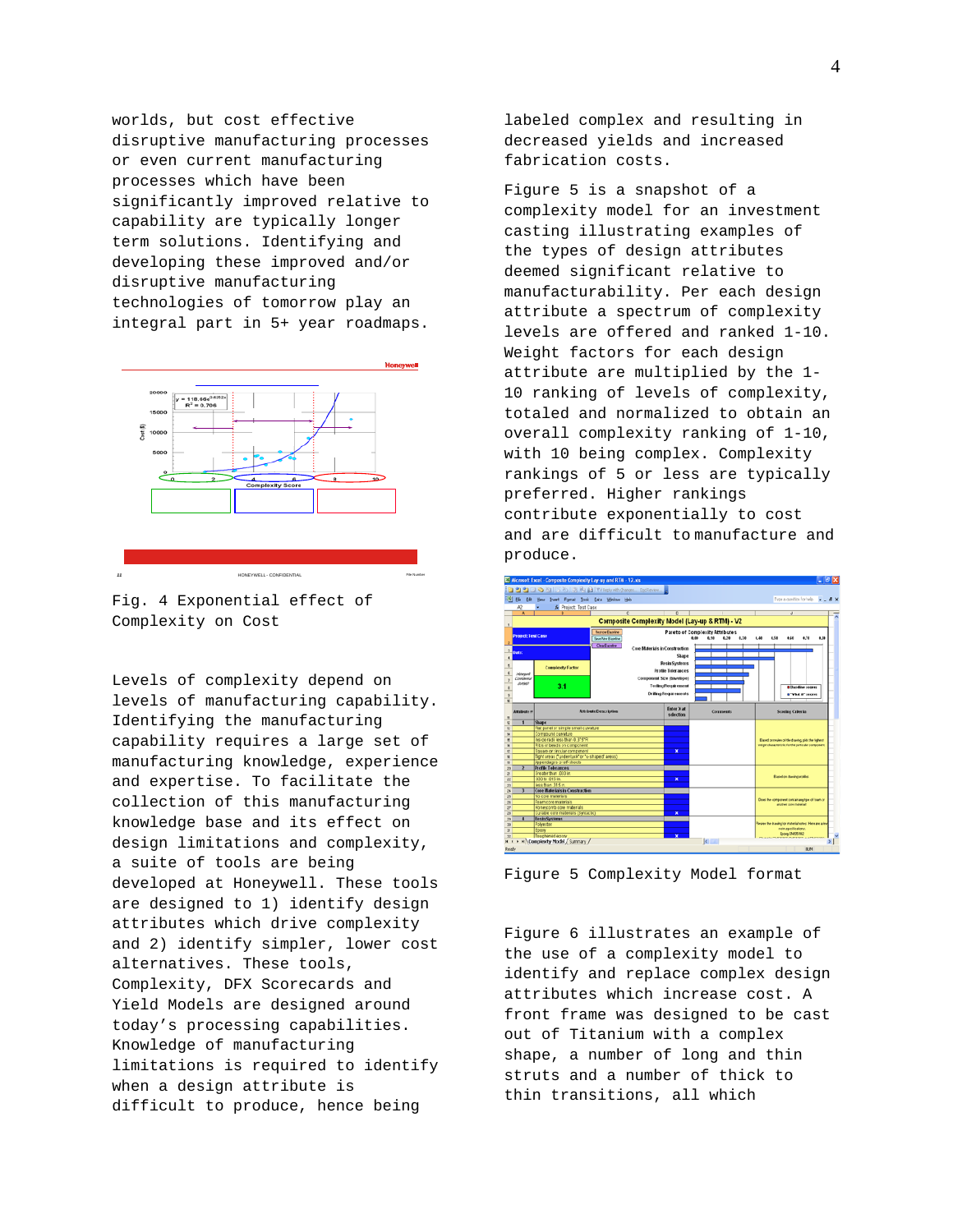worlds, but cost effective disruptive manufacturing processes or even current manufacturing processes which have been significantly improved relative to capability are typically longer term solutions. Identifying and developing these improved and/or disruptive manufacturing technologies of tomorrow play an integral part in 5+ year roadmaps.

Fig. 4 Exponential effect of Complexity on Cost

Levels of complexity depend on levels of manufacturing capability. Identifying the manufacturing capability requires a large set of manufacturing knowledge, experience and expertise. To facilitate the collection of this manufacturing knowledge base and its effect on design limitations and complexity, a suite of tools are being developed at Honeywell. These tools are designed to 1) identify design attributes which drive complexity and 2) identify simpler, lower cost alternatives. These tools, Complexity, DFX Scorecards and Yield Models are designed around today's processing capabilities. Knowledge of manufacturing limitations is required to identify when a design attribute is difficult to produce, hence being labeled complex and resulting in decreased yields and increased fabrication costs.

Figure 5 is a snapshot of a complexity model for an investment casting illustrating examples of the types of design attributes deemed significant relative to manufacturability. Per each design attribute a spectrum of complexity levels are offered and ranked 1-10. Weight factors for each design attribute are multiplied by the 1-10 ranking of levels of complexity, totaled and normalized to obtain an overall complexity ranking of 1-10, with 10 being complex. Complexity rankings of 5 or less are typically preferred. Higher rankings contribute exponentially to cost and are difficult to manufacture and produce.

Figure 5 Complexity Model format

Figure 6 illustrates an example of the use of a complexity model to identify and replace complex design attributes which increase cost. A front frame was designed to be cast out of Titanium with a complex shape, a number of long and thin struts and a number of thick to thin transitions, all which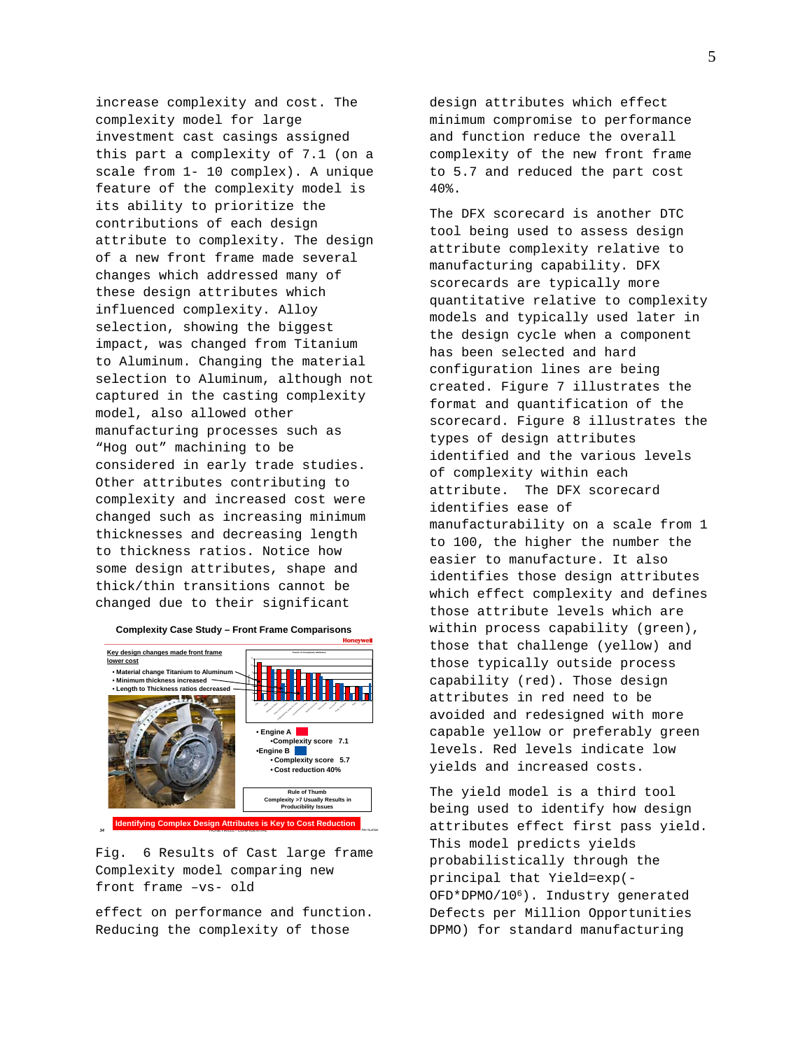increase complexity and cost. The complexity model for large investment cast casings assigned this part a complexity of 7.1 (on a scale from 1- 10 complex). A unique feature of the complexity model is its ability to prioritize the contributions of each design attribute to complexity. The design of a new front frame made several changes which addressed many of these design attributes which influenced complexity. Alloy selection, showing the biggest impact, was changed from Titanium to Aluminum. Changing the material selection to Aluminum, although not captured in the casting complexity model, also allowed other manufacturing processes such as “Hog out” machining to be considered in early trade studies. Other attributes contributing to complexity and increased cost were changed such as increasing minimum thicknesses and decreasing length to thickness ratios. Notice how some design attributes, shape and thick/thin transitions cannot be changed due to their significant

Fig. 6 Results of Cast large frame Complexity model comparing new front frame –vs- old

effect on performance and function. Reducing the complexity of those design attributes which effect minimum compromise to performance and function reduce the overall complexity of the new front frame to 5.7 and reduced the part cost 40%.

The DFX scorecard is another DTC tool being used to assess design attribute complexity relative to manufacturing capability. DFX scorecards are typically more quantitative relative to complexity models and typically used later in the design cycle when a component has been selected and hard configuration lines are being created. Figure 7 illustrates the format and quantification of the scorecard. Figure 8 illustrates the types of design attributes identified and the various levels of complexity within each attribute. The DFX scorecard identifies ease of manufacturability on a scale from 1 to 100, the higher the number the easier to manufacture. It also identifies those design attributes which effect complexity and defines those attribute levels which are within process capability (green), those that challenge (yellow) and those typically outside process capability (red). Those design attributes in red need to be avoided and redesigned with more capable yellow or preferably green levels. Red levels indicate low yields and increased costs.

The yield model is a third tool being used to identify how design attributes effect first pass yield. This model predicts yields probabilistically through the principal that $Yield=\exp(-OFD*DPMO/10^6)$. Industry generated Defects per Million Opportunities DPMO) for standard manufacturing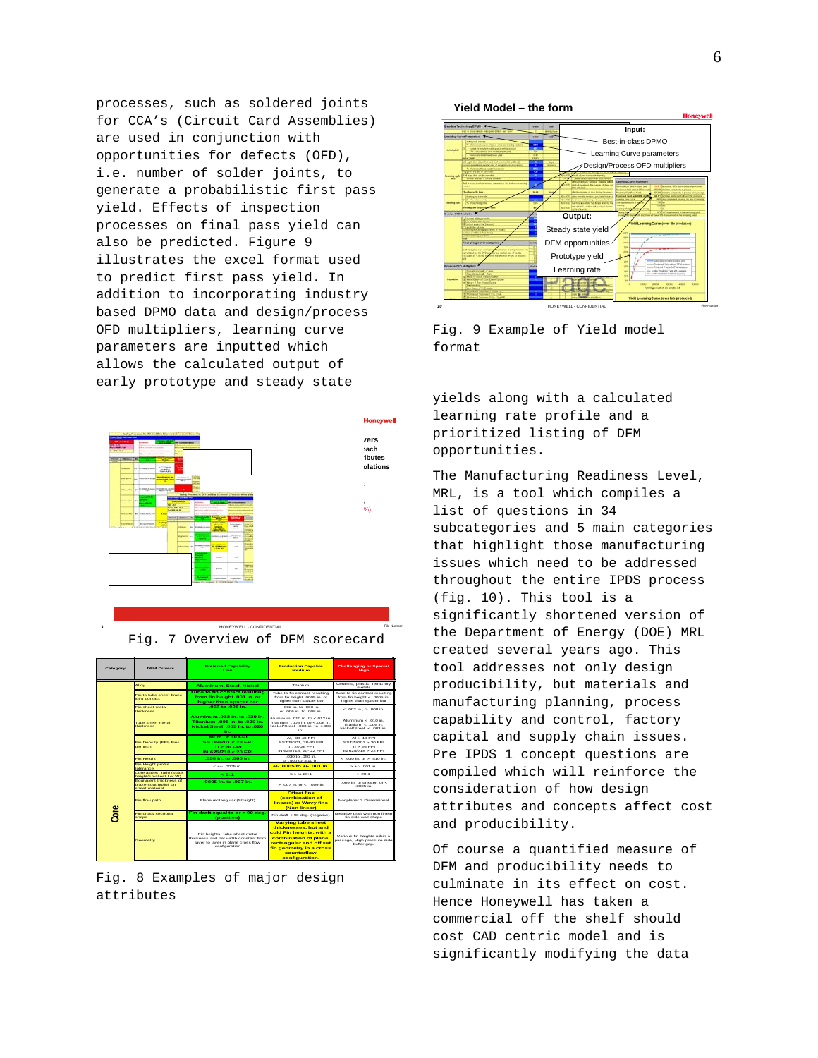processes, such as soldered joints for CCA's (Circuit Card Assemblies) are used in conjunction with opportunities for defects (OFD), i.e. number of solder joints, to generate a probabilistic first pass yield. Effects of inspection processes on final pass yield can also be predicted. Figure 9 illustrates the excel format used to predict first pass yield. In addition to incorporating industry based DPMO data and design/process OFD multipliers, learning curve parameters are inputted which allows the calculated output of early prototype and steady state yields along with a calculated learning rate profile and a prioritized listing of DFM opportunities.

Fig. 7 Overview of DFM scorecard

| Category | DFM Drivers | Preferred Capability Low | Production Capable Medium | Challenging or Special High |
|---|---|---|---|---|
| Core | Alloy | Aluminum, Steel, Nickel | Titanium | Ceramic, plastic, refractory metals |
| | Fin to tube sheet braze joint contact | Tube to fin contact resulting from fin height .001 in. or higher than spacer bar | Tube to fin contact resulting from fin height .0005 in. or higher than spacer bar | Tube to fin contact resulting from fin height < .0005 in. higher than spacer bar |
| | Fin sheet metal thickness | .003 to .006 in. | .002 in. to .003 in. or .006 in. to .008 in. | < .002 in., > .008 in. |
| | Tube sheet metal thickness | Aluminum .012 in. to .020 in. Titanium .008 in. to .020 in. Nickel/Steel .005 in. to .020 in. | Aluminum .010 in. to <.012 in. Titanium .006 in. to <.008 in. Nickel/Steel .003 in. to <.005 in. | Aluminum < .010 in. Titanium < .006 in. Nickel/Steel < .003 in. |
| | Fin Density (FPI) Fins per inch | Alum. < 38 FPI SST/Ni201 < 28 FPI Ti < 26 FPI IN 625/718 < 20 FPI | Al. 38-40 FPI SST/Ni201, 28-30 FPI Ti, 26-28 FPI IN 625/718, 20-22 FPI | Al > 40 FPI SST/Ni201 > 30 FPI Ti > 28 FPI IN 625/718 > 22 FPI |
| | Fin Height | .050 in. to .500 in. | .030 in. to .050 in. or .500 to .510 in. | < .030 in. or > .510 in. |
| | Fin Height profile tolerance | < +/- .0005 in. | +/- .0005 to +/- .001 in. | > +/- .001 in. |
| | Core aspect ratio (Stack height/smallest L or W) | < 5:1 | 5:1 to 20:1 | > 20:1 |
| | Equivalent thickness of braze coating/foil on sheet material | .0005 in. to .007 in. | > .007 in. or < .005 in. | .009 in. or greater, or < .0005 in. |
| | Fin flow path | Plane rectangular (Straight) | Offset fins (combination of linears) or Wavy fins (Non linear) | Nonplanar 3 Dimensional |
| | Fin cross sectional shape | Fin draft equal to or > 90 deg. (positive) | Fin draft < 90 deg. (negative) | Negative draft with non linear fin side wall shape |
| | Geometry | Fin heights, tube sheet metal thickness and bar width constant from layer to layer in plane cross flow configuration | Varying tube sheet thicknesses, hot and cold Fin heights, with a combination of plane, rectangular and off set fin geometry in a cross counterflow configuration. | Various fin heights within a passage, High pressure side buffer gap. |

Fig. 8 Examples of major design attributes

Fig. 9 Example of Yield model format

The Manufacturing Readiness Level, MRL, is a tool which compiles a list of questions in 34 subcategories and 5 main categories that highlight those manufacturing issues which need to be addressed throughout the entire IPDS process (fig. 10). This tool is a significantly shortened version of the Department of Energy (DOE) MRL created several years ago. This tool addresses not only design producibility, but materials and manufacturing planning, process capability and control, factory capital and supply chain issues. Pre IPDS 1 concept questions are compiled which will reinforce the consideration of how design attributes and concepts affect cost and producibility.

Of course a quantified measure of DFM and producibility needs to culminate in its effect on cost. Hence Honeywell has taken a commercial off the shelf should cost CAD centric model and is significantly modifying the data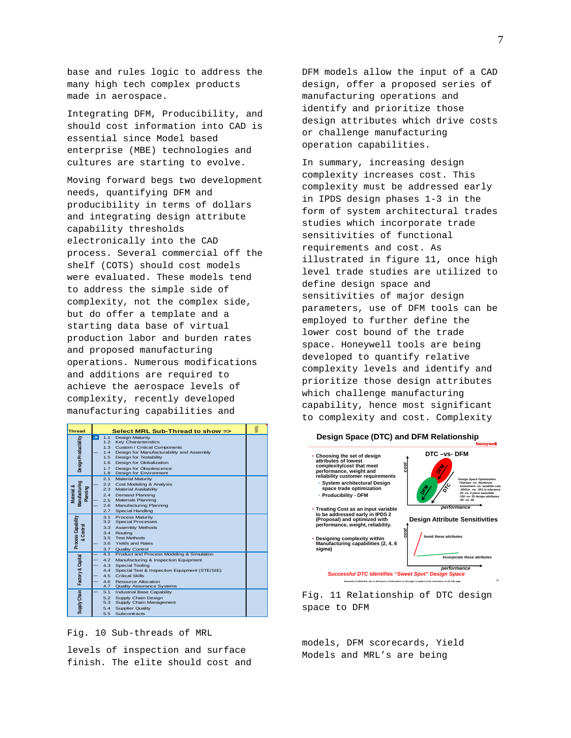base and rules logic to address the many high tech complex products made in aerospace.

Integrating DFM, Producibility, and should cost information into CAD is essential since Model based enterprise (MBE) technologies and cultures are starting to evolve.

Moving forward begs two development needs, quantifying DFM and producibility in terms of dollars and integrating design attribute capability thresholds electronically into the CAD process. Several commercial off the shelf (COTS) should cost models were evaluated. These models tend to address the simple side of complexity, not the complex side, but do offer a template and a starting data base of virtual production labor and burden rates and proposed manufacturing operations. Numerous modifications and additions are required to achieve the aerospace levels of complexity, recently developed manufacturing capabilities and

| Thread | | Select MRL Sub-Thread to show => | MRL |
|---|---|---|---|
| Design Producibility | → | 1.1 Design Maturity | |
| | | 1.2 Key Characteristics | |
| | | 1.3 Custom / Critical Components | |
| | --- | 1.4 Design for Manufacturability and Assembly | |
| | | 1.5 Design for Testability | |
| | | 1.6 Design for Globalization | |
| | | 1.7 Design for Obsolescence | |
| | | 1.8 Design for Environment | |
| Material & Manufacturing Planning | | 2.1 Material Maturity | |
| | --- | 2.2 Cost Modeling & Analysis | |
| | | 2.3 Material Availability | |
| | | 2.4 Demand Planning | |
| | --- | 2.5 Materials Planning | |
| | --- | 2.6 Manufacturing Planning | |
| | | 2.7 Special Handling | |
| Process Capability & Control | | 3.1 Process Maturity | |
| | | 3.2 Special Processes | |
| | | 3.3 Assembly Methods | |
| | | 3.4 Routing | |
| | | 3.5 Test Methods | |
| | --- | 3.6 Yields and Rates | |
| | | 3.7 Quality Control | |
| Factory & Capital | --- | 4.1 Product and Process Modeling & Simulation | |
| | --- | 4.2 Manufacturing & Inspection Equipment | |
| | --- | 4.3 Special Tooling | |
| | | 4.4 Special Test & Inspection Equipment (STE/SIE) | |
| | --- | 4.5 Critical Skills | |
| | --- | 4.6 Resource Allocation | |
| | | 4.7 Quality Assurance Systems | |
| Supply Chain | --- | 5.1 Industrial Base Capability | |
| | | 5.2 Supply Chain Design | |
| | | 5.3 Supply Chain Management | |
| | | 5.4 Supplier Quality | |
| | | 5.5 Subcontracts | |

Fig. 10 Sub-threads of MRL

levels of inspection and surface finish. The elite should cost and DFM models allow the input of a CAD design, offer a proposed series of manufacturing operations and identify and prioritize those design attributes which drive costs or challenge manufacturing operation capabilities.

In summary, increasing design complexity increases cost. This complexity must be addressed early in IPDS design phases 1-3 in the form of system architectural trades studies which incorporate trade sensitivities of functional requirements and cost. As illustrated in figure 11, once high level trade studies are utilized to define design space and sensitivities of major design parameters, use of DFM tools can be employed to further define the lower cost bound of the trade space. Honeywell tools are being developed to quantify relative complexity levels and identify and prioritize those design attributes which challenge manufacturing capability, hence most significant to complexity and cost. Complexity models, DFM scorecards, Yield Models and MRL's are being

**Design Space (DTC) and DFM Relationship**

- Choosing the set of design attributes of lowest complexity/cost that meet performance, weight and reliability customer requirements
  - System architectural Design space trade optimization
  - Producibility - DFM
- Treating Cost as an input variable to be addressed early in IPDS 2 (Proposal) and optimized with performance, weight, reliability.
- Designing complexity within Manufacturing capabilities (2, 4, 6 sigma)

DTC –vs- DFM

Design Space Optimization
- Titanium -vs- Aluminum
- Investment -vs- sand/die cast
- .0001in. -vs- .001 in tolerance
- 20 -vs- 2 piece assemble
- 100 -vs- 25 design attributes
- 3D -vs- 2D

Design Attribute Sensitivities

Avoid these attributes

Incorporate these attributes

*Successful DTC Identifies "Sweet Spot" Design Space*

Fig. 11 Relationship of DTC design space to DFM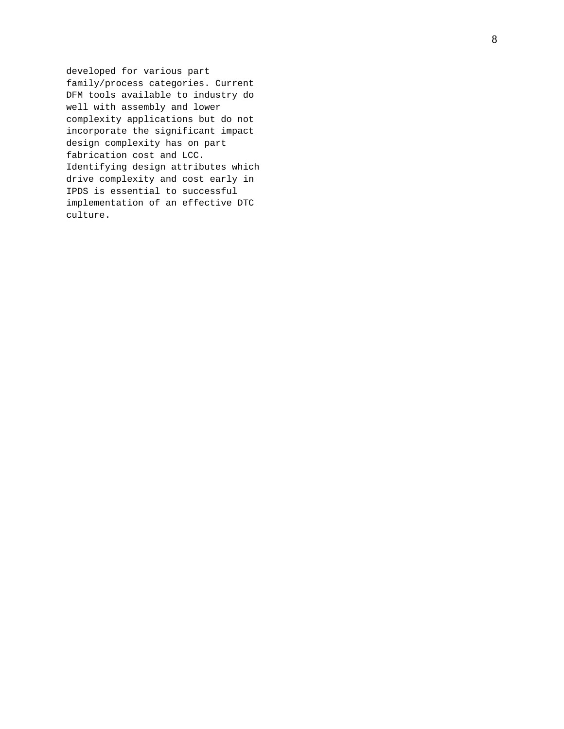developed for various part family/process categories. Current DFM tools available to industry do well with assembly and lower complexity applications but do not incorporate the significant impact design complexity has on part fabrication cost and LCC. Identifying design attributes which drive complexity and cost early in IPDS is essential to successful implementation of an effective DTC culture.